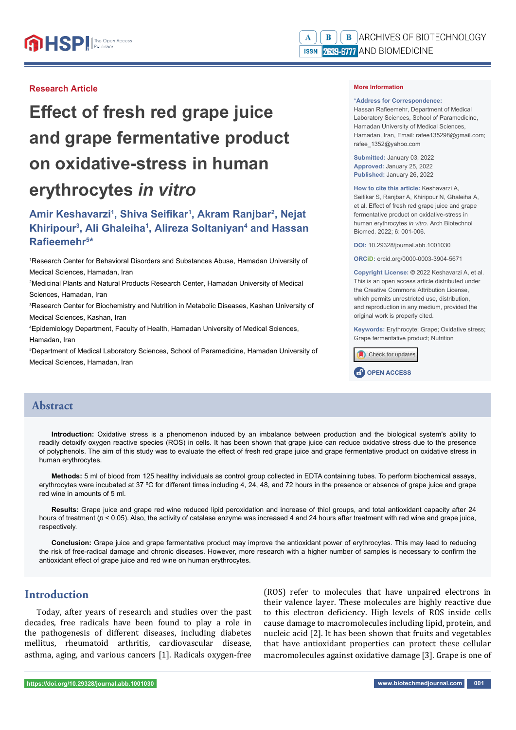Research Article

# Effect of fresh red grape juice and grape fermentative product on oxidative-stress in human erythrocytes *in vitro*

**Amir Keshavarzi[1], Shiva Seifikar[1], Akram Ranjbar[2], Nejat Khiripour[3], Ali Ghaleiha[1], Alireza Soltaniyan[4] and Hassan Rafieemehr[5]***

[1]Research Center for Behavioral Disorders and Substances Abuse, Hamadan University of Medical Sciences, Hamadan, Iran

[2]Medicinal Plants and Natural Products Research Center, Hamadan University of Medical Sciences, Hamadan, Iran

[3]Research Center for Biochemistry and Nutrition in Metabolic Diseases, Kashan University of Medical Sciences, Kashan, Iran

[4]Epidemiology Department, Faculty of Health, Hamadan University of Medical Sciences, Hamadan, Iran

[5]Department of Medical Laboratory Sciences, School of Paramedicine, Hamadan University of Medical Sciences, Hamadan, Iran

**More Information**

**\*Address for Correspondence:** Hassan Rafieemehr, Department of Medical Laboratory Sciences, School of Paramedicine, Hamadan University of Medical Sciences, Hamadan, Iran, Email: rafee135298@gmail.com; rafee_1352@yahoo.com

**Submitted:** January 03, 2022
**Approved:** January 25, 2022
**Published:** January 26, 2022

**How to cite this article:** Keshavarzi A, Seifikar S, Ranjbar A, Khiripour N, Ghaleiha A, et al. Effect of fresh red grape juice and grape fermentative product on oxidative-stress in human erythrocytes *in vitro*. Arch Biotechnol Biomed. 2022; 6: 001-006.

**DOI:** 10.29328/journal.abb.1001030

**ORCiD:** orcid.org/0000-0003-3904-5671

**Copyright License:** © 2022 Keshavarzi A, et al. This is an open access article distributed under the Creative Commons Attribution License, which permits unrestricted use, distribution, and reproduction in any medium, provided the original work is properly cited.

**Keywords:** Erythrocyte; Grape; Oxidative stress; Grape fermentative product; Nutrition

## Abstract

**Introduction:** Oxidative stress is a phenomenon induced by an imbalance between production and the biological system's ability to readily detoxify oxygen reactive species (ROS) in cells. It has been shown that grape juice can reduce oxidative stress due to the presence of polyphenols. The aim of this study was to evaluate the effect of fresh red grape juice and grape fermentative product on oxidative stress in human erythrocytes.

**Methods:** 5 ml of blood from 125 healthy individuals as control group collected in EDTA containing tubes. To perform biochemical assays, erythrocytes were incubated at 37 ºC for different times including 4, 24, 48, and 72 hours in the presence or absence of grape juice and grape red wine in amounts of 5 ml.

**Results:** Grape juice and grape red wine reduced lipid peroxidation and increase of thiol groups, and total antioxidant capacity after 24 hours of treatment ($p < 0.05$). Also, the activity of catalase enzyme was increased 4 and 24 hours after treatment with red wine and grape juice, respectively.

**Conclusion:** Grape juice and grape fermentative product may improve the antioxidant power of erythrocytes. This may lead to reducing the risk of free-radical damage and chronic diseases. However, more research with a higher number of samples is necessary to confirm the antioxidant effect of grape juice and red wine on human erythrocytes.

## Introduction

Today, after years of research and studies over the past decades, free radicals have been found to play a role in the pathogenesis of different diseases, including diabetes mellitus, rheumatoid arthritis, cardiovascular disease, asthma, aging, and various cancers [1]. Radicals oxygen-free (ROS) refer to molecules that have unpaired electrons in their valence layer. These molecules are highly reactive due to this electron deficiency. High levels of ROS inside cells cause damage to macromolecules including lipid, protein, and nucleic acid [2]. It has been shown that fruits and vegetables that have antioxidant properties can protect these cellular macromolecules against oxidative damage [3]. Grape is one of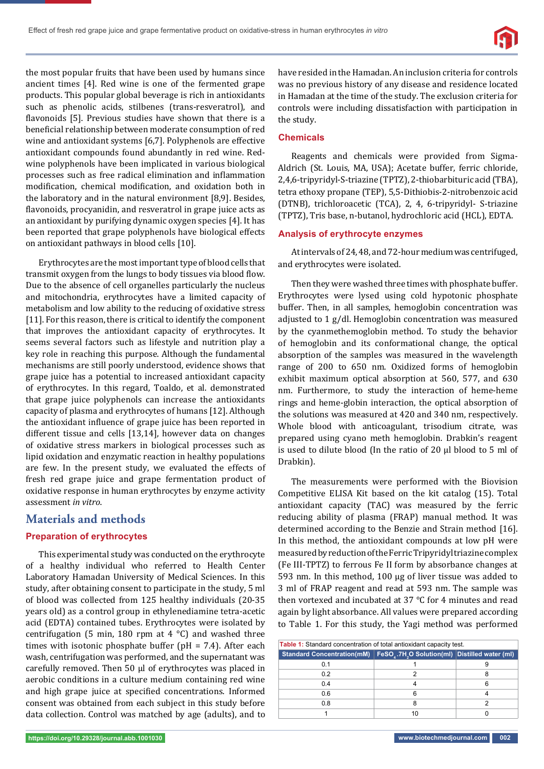the most popular fruits that have been used by humans since ancient times [4]. Red wine is one of the fermented grape products. This popular global beverage is rich in antioxidants such as phenolic acids, stilbenes (trans-resveratrol), and flavonoids [5]. Previous studies have shown that there is a beneficial relationship between moderate consumption of red wine and antioxidant systems [6,7]. Polyphenols are effective antioxidant compounds found abundantly in red wine. Red-wine polyphenols have been implicated in various biological processes such as free radical elimination and inflammation modification, chemical modification, and oxidation both in the laboratory and in the natural environment [8,9]. Besides, flavonoids, procyanidin, and resveratrol in grape juice acts as an antioxidant by purifying dynamic oxygen species [4]. It has been reported that grape polyphenols have biological effects on antioxidant pathways in blood cells [10].

Erythrocytes are the most important type of blood cells that transmit oxygen from the lungs to body tissues via blood flow. Due to the absence of cell organelles particularly the nucleus and mitochondria, erythrocytes have a limited capacity of metabolism and low ability to the reducing of oxidative stress [11]. For this reason, there is critical to identify the component that improves the antioxidant capacity of erythrocytes. It seems several factors such as lifestyle and nutrition play a key role in reaching this purpose. Although the fundamental mechanisms are still poorly understood, evidence shows that grape juice has a potential to increased antioxidant capacity of erythrocytes. In this regard, Toaldo, et al. demonstrated that grape juice polyphenols can increase the antioxidants capacity of plasma and erythrocytes of humans [12]. Although the antioxidant influence of grape juice has been reported in different tissue and cells [13,14], however data on changes of oxidative stress markers in biological processes such as lipid oxidation and enzymatic reaction in healthy populations are few. In the present study, we evaluated the effects of fresh red grape juice and grape fermentation product of oxidative response in human erythrocytes by enzyme activity assessment *in vitro*.

## Materials and methods

### Preparation of erythrocytes

This experimental study was conducted on the erythrocyte of a healthy individual who referred to Health Center Laboratory Hamadan University of Medical Sciences. In this study, after obtaining consent to participate in the study, 5 ml of blood was collected from 125 healthy individuals (20-35 years old) as a control group in ethylenediamine tetra-acetic acid (EDTA) contained tubes. Erythrocytes were isolated by centrifugation (5 min, 180 rpm at 4 °C) and washed three times with isotonic phosphate buffer (pH = 7.4). After each wash, centrifugation was performed, and the supernatant was carefully removed. Then 50 µl of erythrocytes was placed in aerobic conditions in a culture medium containing red wine and high grape juice at specified concentrations. Informed consent was obtained from each subject in this study before data collection. Control was matched by age (adults), and to have resided in the Hamadan. An inclusion criteria for controls was no previous history of any disease and residence located in Hamadan at the time of the study. The exclusion criteria for controls were including dissatisfaction with participation in the study.

### Chemicals

Reagents and chemicals were provided from Sigma-Aldrich (St. Louis, MA, USA); Acetate buffer, ferric chloride, 2,4,6-tripyridyl-S-triazine (TPTZ), 2-thiobarbituric acid (TBA), tetra ethoxy propane (TEP), 5,5-Dithiobis-2-nitrobenzoic acid (DTNB), trichloroacetic (TCA), 2, 4, 6-tripyridyl- S-triazine (TPTZ), Tris base, n-butanol, hydrochloric acid (HCL), EDTA.

### Analysis of erythrocyte enzymes

At intervals of 24, 48, and 72-hour medium was centrifuged, and erythrocytes were isolated.

Then they were washed three times with phosphate buffer. Erythrocytes were lysed using cold hypotonic phosphate buffer. Then, in all samples, hemoglobin concentration was adjusted to 1 g/dl. Hemoglobin concentration was measured by the cyanmethemoglobin method. To study the behavior of hemoglobin and its conformational change, the optical absorption of the samples was measured in the wavelength range of 200 to 650 nm. Oxidized forms of hemoglobin exhibit maximum optical absorption at 560, 577, and 630 nm. Furthermore, to study the interaction of heme-heme rings and heme-globin interaction, the optical absorption of the solutions was measured at 420 and 340 nm, respectively. Whole blood with anticoagulant, trisodium citrate, was prepared using cyano meth hemoglobin. Drabkin's reagent is used to dilute blood (In the ratio of 20 µl blood to 5 ml of Drabkin).

The measurements were performed with the Biovision Competitive ELISA Kit based on the kit catalog (15). Total antioxidant capacity (TAC) was measured by the ferric reducing ability of plasma (FRAP) manual method. It was determined according to the Benzie and Strain method [16]. In this method, the antioxidant compounds at low pH were measured by reduction of the Ferric Tripyridyltriazine complex (Fe III-TPTZ) to ferrous Fe II form by absorbance changes at 593 nm. In this method, 100 µg of liver tissue was added to 3 ml of FRAP reagent and read at 593 nm. The sample was then vortexed and incubated at 37 °C for 4 minutes and read again by light absorbance. All values were prepared according to Table 1. For this study, the Yagi method was performed

Table 1: Standard concentration of total antioxidant capacity test.

| Standard Concentration(mM) | $FeSO_4.7H_2O$ Solution(ml) | Distilled water (ml) |
|---|---|---|
| 0.1 | 1 | 9 |
| 0.2 | 2 | 8 |
| 0.4 | 4 | 6 |
| 0.6 | 6 | 4 |
| 0.8 | 8 | 2 |
| 1 | 10 | 0 |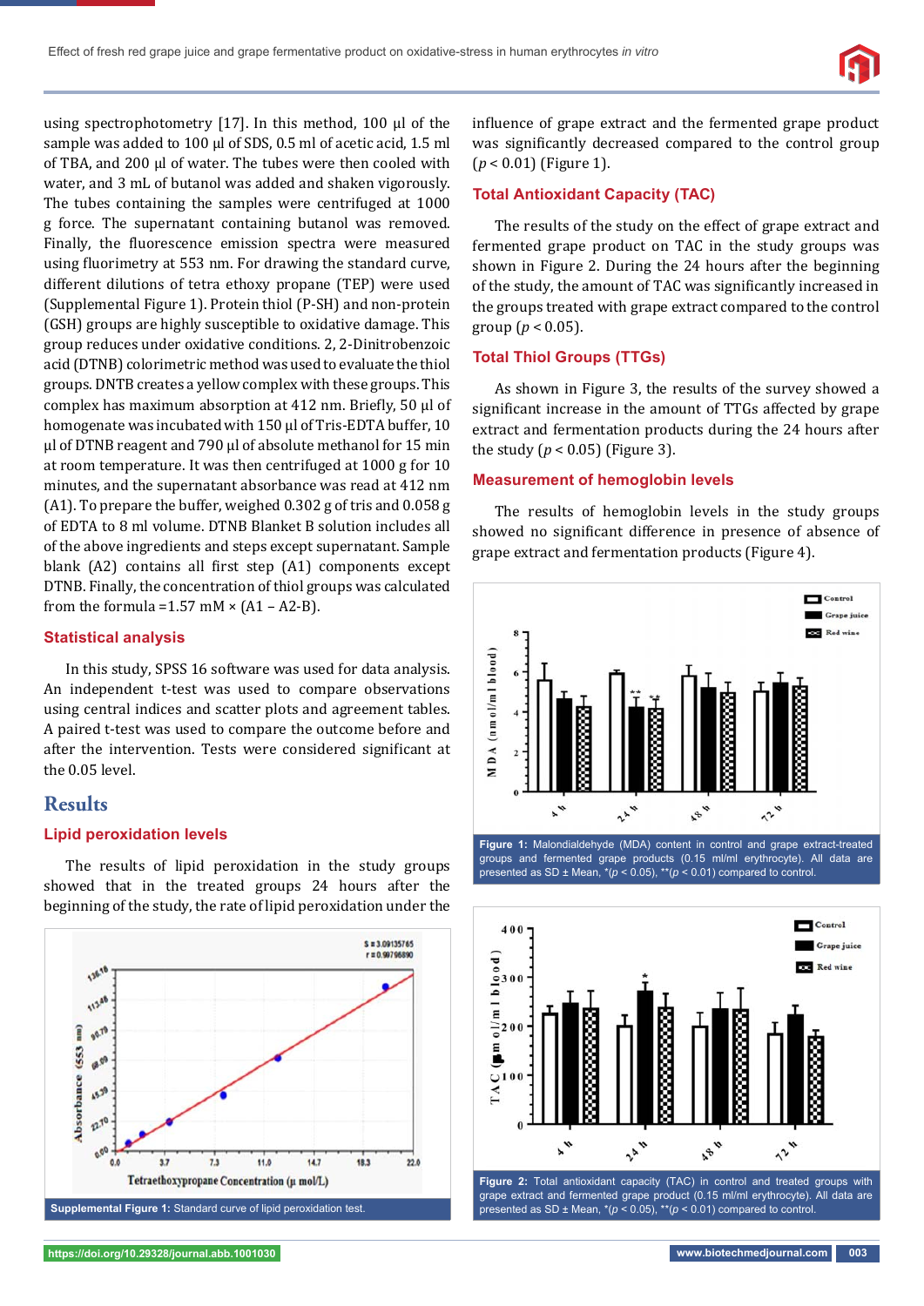using spectrophotometry [17]. In this method, 100 µl of the sample was added to 100 µl of SDS, 0.5 ml of acetic acid, 1.5 ml of TBA, and 200 µl of water. The tubes were then cooled with water, and 3 mL of butanol was added and shaken vigorously. The tubes containing the samples were centrifuged at 1000 g force. The supernatant containing butanol was removed. Finally, the fluorescence emission spectra were measured using fluorimetry at 553 nm. For drawing the standard curve, different dilutions of tetra ethoxy propane (TEP) were used (Supplemental Figure 1). Protein thiol (P-SH) and non-protein (GSH) groups are highly susceptible to oxidative damage. This group reduces under oxidative conditions. 2, 2-Dinitrobenzoic acid (DTNB) colorimetric method was used to evaluate the thiol groups. DNTB creates a yellow complex with these groups. This complex has maximum absorption at 412 nm. Briefly, 50 µl of homogenate was incubated with 150 µl of Tris-EDTA buffer, 10 µl of DTNB reagent and 790 µl of absolute methanol for 15 min at room temperature. It was then centrifuged at 1000 g for 10 minutes, and the supernatant absorbance was read at 412 nm (A1). To prepare the buffer, weighed 0.302 g of tris and 0.058 g of EDTA to 8 ml volume. DTNB Blanket B solution includes all of the above ingredients and steps except supernatant. Sample blank (A2) contains all first step (A1) components except DTNB. Finally, the concentration of thiol groups was calculated from the formula =1.57 mM × (A1 – A2-B).

### Statistical analysis

In this study, SPSS 16 software was used for data analysis. An independent t-test was used to compare observations using central indices and scatter plots and agreement tables. A paired t-test was used to compare the outcome before and after the intervention. Tests were considered significant at the 0.05 level.

## Results

### Lipid peroxidation levels

The results of lipid peroxidation in the study groups showed that in the treated groups 24 hours after the beginning of the study, the rate of lipid peroxidation under the influence of grape extract and the fermented grape product was significantly decreased compared to the control group ($p < 0.01$) (Figure 1).

Supplemental Figure 1: Standard curve of lipid peroxidation test.

### Total Antioxidant Capacity (TAC)

The results of the study on the effect of grape extract and fermented grape product on TAC in the study groups was shown in Figure 2. During the 24 hours after the beginning of the study, the amount of TAC was significantly increased in the groups treated with grape extract compared to the control group ($p < 0.05$).

### Total Thiol Groups (TTGs)

As shown in Figure 3, the results of the survey showed a significant increase in the amount of TTGs affected by grape extract and fermentation products during the 24 hours after the study ($p < 0.05$) (Figure 3).

### Measurement of hemoglobin levels

The results of hemoglobin levels in the study groups showed no significant difference in presence of absence of grape extract and fermentation products (Figure 4).

**Figure 1:** Malondialdehyde (MDA) content in control and grape extract-treated groups and fermented grape products (0.15 ml/ml erythrocyte). All data are presented as SD ± Mean, *($p < 0.05$), **($p < 0.01$) compared to control.

**Figure 2:** Total antioxidant capacity (TAC) in control and treated groups with grape extract and fermented grape product (0.15 ml/ml erythrocyte). All data are presented as SD ± Mean, *($p < 0.05$), **($p < 0.01$) compared to control.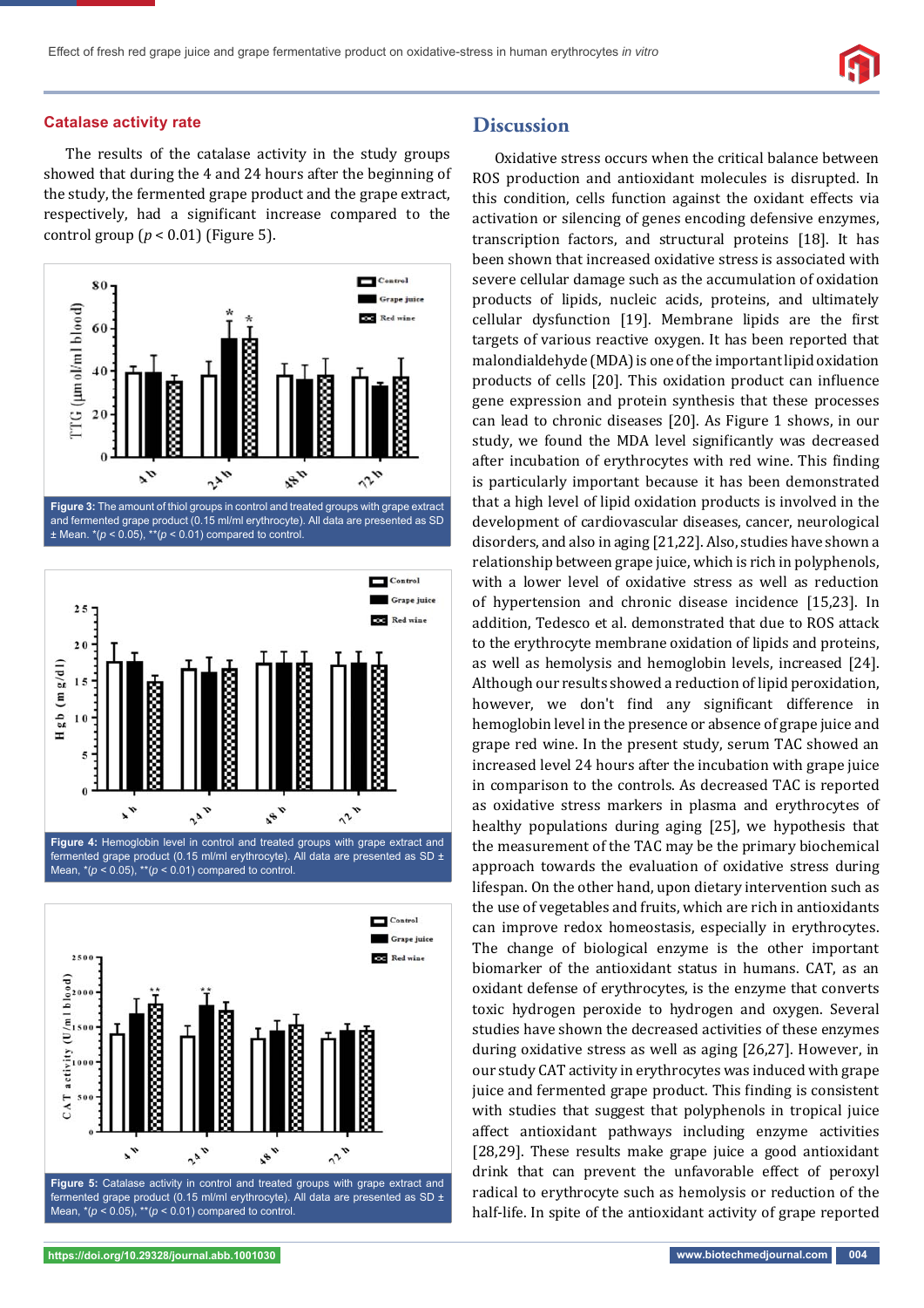### Catalase activity rate

The results of the catalase activity in the study groups showed that during the 4 and 24 hours after the beginning of the study, the fermented grape product and the grape extract, respectively, had a significant increase compared to the control group ($p < 0.01$) (Figure 5).

**Figure 3:** The amount of thiol groups in control and treated groups with grape extract and fermented grape product (0.15 ml/ml erythrocyte). All data are presented as SD ± Mean. *($p < 0.05$), **($p < 0.01$) compared to control.

**Figure 4:** Hemoglobin level in control and treated groups with grape extract and fermented grape product (0.15 ml/ml erythrocyte). All data are presented as SD ± Mean, *($p < 0.05$), **($p < 0.01$) compared to control.

**Figure 5:** Catalase activity in control and treated groups with grape extract and fermented grape product (0.15 ml/ml erythrocyte). All data are presented as SD ± Mean, *($p < 0.05$), **($p < 0.01$) compared to control.

## Discussion

Oxidative stress occurs when the critical balance between ROS production and antioxidant molecules is disrupted. In this condition, cells function against the oxidant effects via activation or silencing of genes encoding defensive enzymes, transcription factors, and structural proteins [18]. It has been shown that increased oxidative stress is associated with severe cellular damage such as the accumulation of oxidation products of lipids, nucleic acids, proteins, and ultimately cellular dysfunction [19]. Membrane lipids are the first targets of various reactive oxygen. It has been reported that malondialdehyde (MDA) is one of the important lipid oxidation products of cells [20]. This oxidation product can influence gene expression and protein synthesis that these processes can lead to chronic diseases [20]. As Figure 1 shows, in our study, we found the MDA level significantly was decreased after incubation of erythrocytes with red wine. This finding is particularly important because it has been demonstrated that a high level of lipid oxidation products is involved in the development of cardiovascular diseases, cancer, neurological disorders, and also in aging [21,22]. Also, studies have shown a relationship between grape juice, which is rich in polyphenols, with a lower level of oxidative stress as well as reduction of hypertension and chronic disease incidence [15,23]. In addition, Tedesco et al. demonstrated that due to ROS attack to the erythrocyte membrane oxidation of lipids and proteins, as well as hemolysis and hemoglobin levels, increased [24]. Although our results showed a reduction of lipid peroxidation, however, we don't find any significant difference in hemoglobin level in the presence or absence of grape juice and grape red wine. In the present study, serum TAC showed an increased level 24 hours after the incubation with grape juice in comparison to the controls. As decreased TAC is reported as oxidative stress markers in plasma and erythrocytes of healthy populations during aging [25], we hypothesis that the measurement of the TAC may be the primary biochemical approach towards the evaluation of oxidative stress during lifespan. On the other hand, upon dietary intervention such as the use of vegetables and fruits, which are rich in antioxidants can improve redox homeostasis, especially in erythrocytes. The change of biological enzyme is the other important biomarker of the antioxidant status in humans. CAT, as an oxidant defense of erythrocytes, is the enzyme that converts toxic hydrogen peroxide to hydrogen and oxygen. Several studies have shown the decreased activities of these enzymes during oxidative stress as well as aging [26,27]. However, in our study CAT activity in erythrocytes was induced with grape juice and fermented grape product. This finding is consistent with studies that suggest that polyphenols in tropical juice affect antioxidant pathways including enzyme activities [28,29]. These results make grape juice a good antioxidant drink that can prevent the unfavorable effect of peroxyl radical to erythrocyte such as hemolysis or reduction of the half-life. In spite of the antioxidant activity of grape reported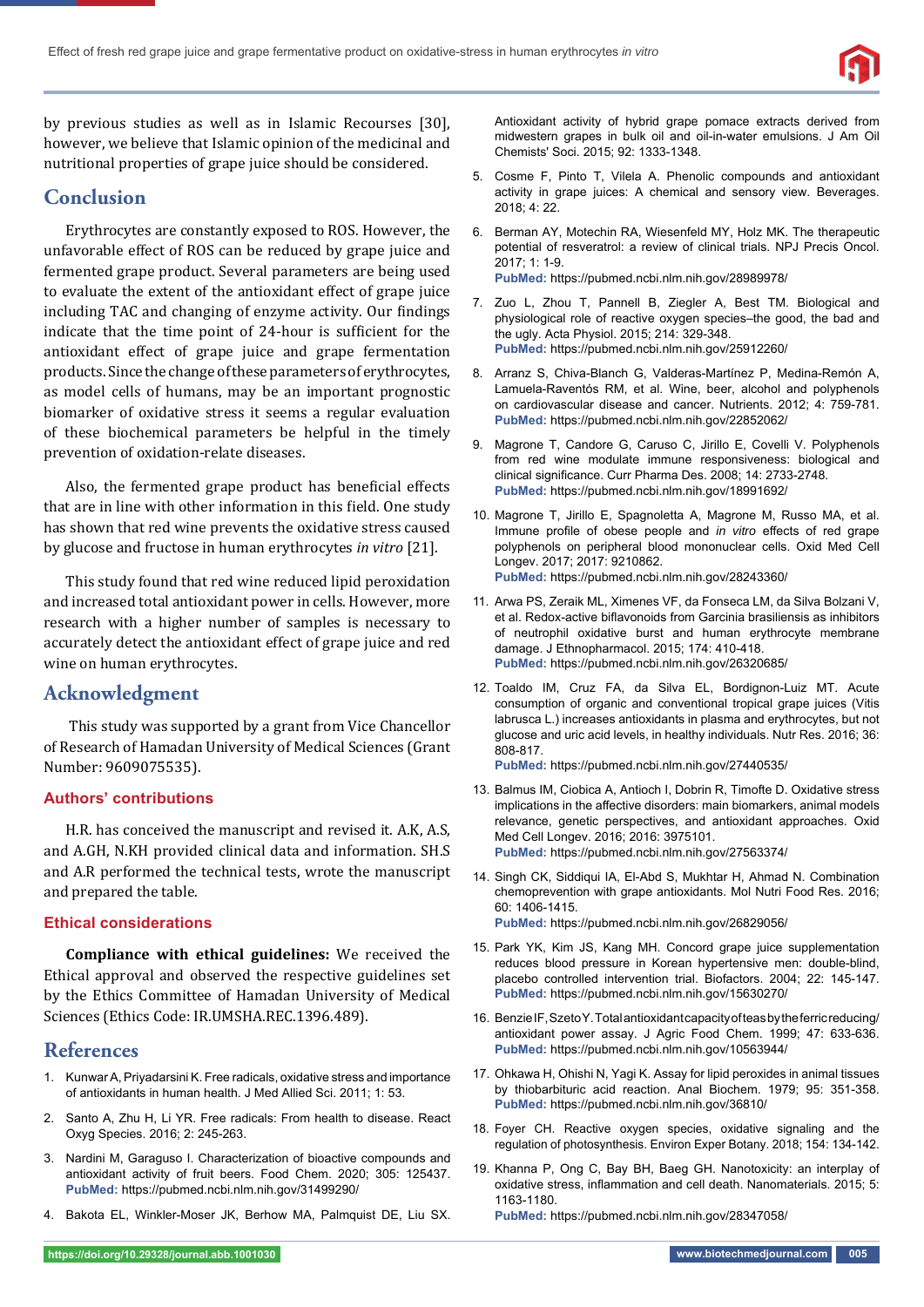by previous studies as well as in Islamic Recourses [30], however, we believe that Islamic opinion of the medicinal and nutritional properties of grape juice should be considered.

## Conclusion

Erythrocytes are constantly exposed to ROS. However, the unfavorable effect of ROS can be reduced by grape juice and fermented grape product. Several parameters are being used to evaluate the extent of the antioxidant effect of grape juice including TAC and changing of enzyme activity. Our findings indicate that the time point of 24-hour is sufficient for the antioxidant effect of grape juice and grape fermentation products. Since the change of these parameters of erythrocytes, as model cells of humans, may be an important prognostic biomarker of oxidative stress it seems a regular evaluation of these biochemical parameters be helpful in the timely prevention of oxidation-relate diseases.

Also, the fermented grape product has beneficial effects that are in line with other information in this field. One study has shown that red wine prevents the oxidative stress caused by glucose and fructose in human erythrocytes *in vitro* [21].

This study found that red wine reduced lipid peroxidation and increased total antioxidant power in cells. However, more research with a higher number of samples is necessary to accurately detect the antioxidant effect of grape juice and red wine on human erythrocytes.

## Acknowledgment

This study was supported by a grant from Vice Chancellor of Research of Hamadan University of Medical Sciences (Grant Number: 9609075535).

### Authors' contributions

H.R. has conceived the manuscript and revised it. A.K, A.S, and A.GH, N.KH provided clinical data and information. SH.S and A.R performed the technical tests, wrote the manuscript and prepared the table.

### Ethical considerations

**Compliance with ethical guidelines:** We received the Ethical approval and observed the respective guidelines set by the Ethics Committee of Hamadan University of Medical Sciences (Ethics Code: IR.UMSHA.REC.1396.489).

## References

1. Kunwar A, Priyadarsini K. Free radicals, oxidative stress and importance of antioxidants in human health. J Med Allied Sci. 2011; 1: 53.
2. Santo A, Zhu H, Li YR. Free radicals: From health to disease. React Oxyg Species. 2016; 2: 245-263.
3. Nardini M, Garaguso I. Characterization of bioactive compounds and antioxidant activity of fruit beers. Food Chem. 2020; 305: 125437. **PubMed:** https://pubmed.ncbi.nlm.nih.gov/31499290/
4. Bakota EL, Winkler-Moser JK, Berhow MA, Palmquist DE, Liu SX. Antioxidant activity of hybrid grape pomace extracts derived from midwestern grapes in bulk oil and oil-in-water emulsions. J Am Oil Chemists' Soci. 2015; 92: 1333-1348.
5. Cosme F, Pinto T, Vilela A. Phenolic compounds and antioxidant activity in grape juices: A chemical and sensory view. Beverages. 2018; 4: 22.
6. Berman AY, Motechin RA, Wiesenfeld MY, Holz MK. The therapeutic potential of resveratrol: a review of clinical trials. NPJ Precis Oncol. 2017; 1: 1-9. **PubMed:** https://pubmed.ncbi.nlm.nih.gov/28989978/
7. Zuo L, Zhou T, Pannell B, Ziegler A, Best TM. Biological and physiological role of reactive oxygen species–the good, the bad and the ugly. Acta Physiol. 2015; 214: 329-348. **PubMed:** https://pubmed.ncbi.nlm.nih.gov/25912260/
8. Arranz S, Chiva-Blanch G, Valderas-Martínez P, Medina-Remón A, Lamuela-Raventós RM, et al. Wine, beer, alcohol and polyphenols on cardiovascular disease and cancer. Nutrients. 2012; 4: 759-781. **PubMed:** https://pubmed.ncbi.nlm.nih.gov/22852062/
9. Magrone T, Candore G, Caruso C, Jirillo E, Covelli V. Polyphenols from red wine modulate immune responsiveness: biological and clinical significance. Curr Pharma Des. 2008; 14: 2733-2748. **PubMed:** https://pubmed.ncbi.nlm.nih.gov/18991692/
10. Magrone T, Jirillo E, Spagnoletta A, Magrone M, Russo MA, et al. Immune profile of obese people and *in vitro* effects of red grape polyphenols on peripheral blood mononuclear cells. Oxid Med Cell Longev. 2017; 2017: 9210862. **PubMed:** https://pubmed.ncbi.nlm.nih.gov/28243360/
11. Arwa PS, Zeraik ML, Ximenes VF, da Fonseca LM, da Silva Bolzani V, et al. Redox-active biflavonoids from Garcinia brasiliensis as inhibitors of neutrophil oxidative burst and human erythrocyte membrane damage. J Ethnopharmacol. 2015; 174: 410-418. **PubMed:** https://pubmed.ncbi.nlm.nih.gov/26320685/
12. Toaldo IM, Cruz FA, da Silva EL, Bordignon-Luiz MT. Acute consumption of organic and conventional tropical grape juices (Vitis labrusca L.) increases antioxidants in plasma and erythrocytes, but not glucose and uric acid levels, in healthy individuals. Nutr Res. 2016; 36: 808-817. **PubMed:** https://pubmed.ncbi.nlm.nih.gov/27440535/
13. Balmus IM, Ciobica A, Antioch I, Dobrin R, Timofte D. Oxidative stress implications in the affective disorders: main biomarkers, animal models relevance, genetic perspectives, and antioxidant approaches. Oxid Med Cell Longev. 2016; 2016: 3975101. **PubMed:** https://pubmed.ncbi.nlm.nih.gov/27563374/
14. Singh CK, Siddiqui IA, El-Abd S, Mukhtar H, Ahmad N. Combination chemoprevention with grape antioxidants. Mol Nutri Food Res. 2016; 60: 1406-1415. **PubMed:** https://pubmed.ncbi.nlm.nih.gov/26829056/
15. Park YK, Kim JS, Kang MH. Concord grape juice supplementation reduces blood pressure in Korean hypertensive men: double-blind, placebo controlled intervention trial. Biofactors. 2004; 22: 145-147. **PubMed:** https://pubmed.ncbi.nlm.nih.gov/15630270/
16. Benzie IF, Szeto Y. Total antioxidant capacity of teas by the ferric reducing/antioxidant power assay. J Agric Food Chem. 1999; 47: 633-636. **PubMed:** https://pubmed.ncbi.nlm.nih.gov/10563944/
17. Ohkawa H, Ohishi N, Yagi K. Assay for lipid peroxides in animal tissues by thiobarbituric acid reaction. Anal Biochem. 1979; 95: 351-358. **PubMed:** https://pubmed.ncbi.nlm.nih.gov/36810/
18. Foyer CH. Reactive oxygen species, oxidative signaling and the regulation of photosynthesis. Environ Exper Botany. 2018; 154: 134-142.
19. Khanna P, Ong C, Bay BH, Baeg GH. Nanotoxicity: an interplay of oxidative stress, inflammation and cell death. Nanomaterials. 2015; 5: 1163-1180. **PubMed:** https://pubmed.ncbi.nlm.nih.gov/28347058/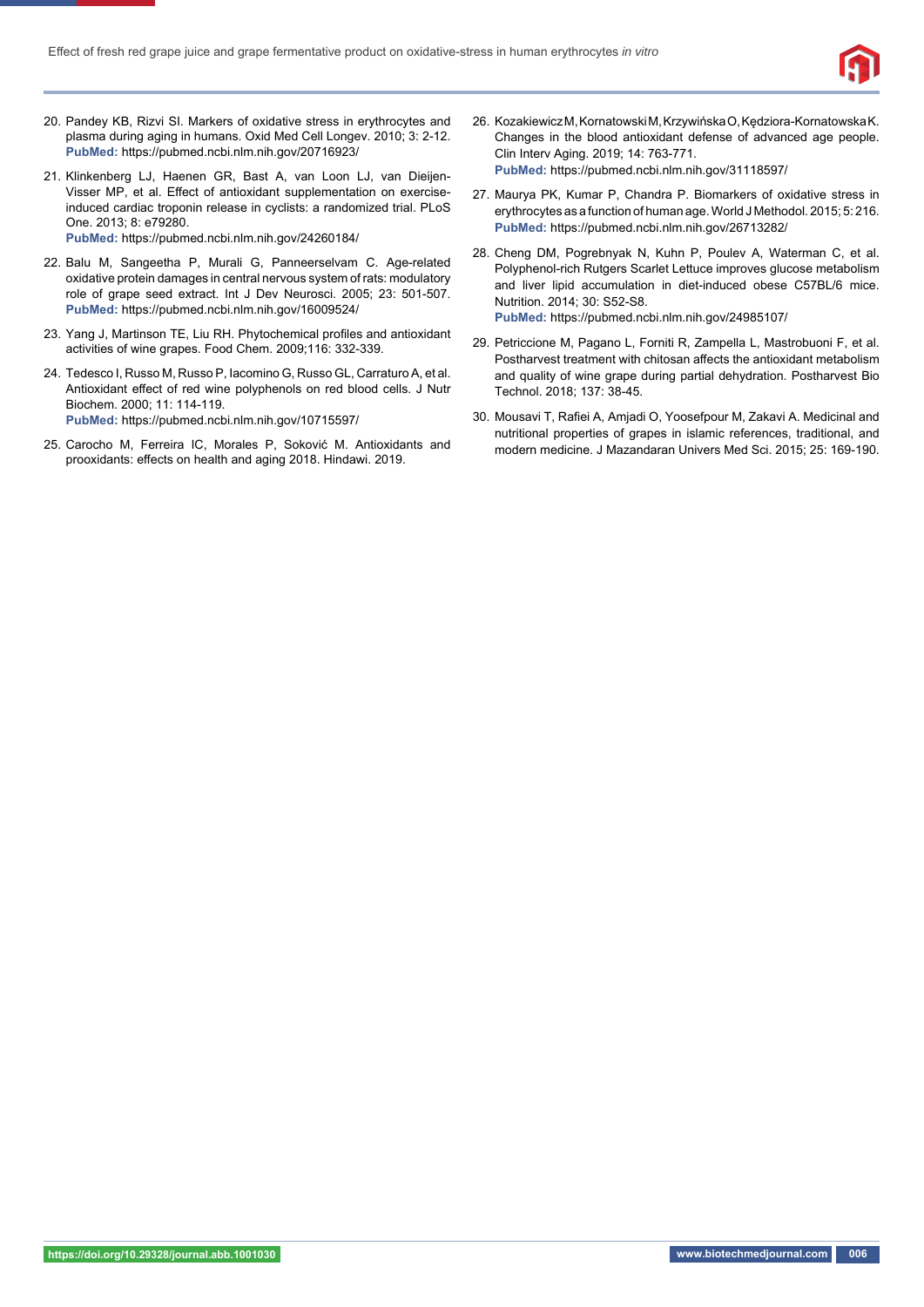20. Pandey KB, Rizvi SI. Markers of oxidative stress in erythrocytes and plasma during aging in humans. Oxid Med Cell Longev. 2010; 3: 2-12. **PubMed:** https://pubmed.ncbi.nlm.nih.gov/20716923/
21. Klinkenberg LJ, Haenen GR, Bast A, van Loon LJ, van Dieijen-Visser MP, et al. Effect of antioxidant supplementation on exercise-induced cardiac troponin release in cyclists: a randomized trial. PLoS One. 2013; 8: e79280. **PubMed:** https://pubmed.ncbi.nlm.nih.gov/24260184/
22. Balu M, Sangeetha P, Murali G, Panneerselvam C. Age-related oxidative protein damages in central nervous system of rats: modulatory role of grape seed extract. Int J Dev Neurosci. 2005; 23: 501-507. **PubMed:** https://pubmed.ncbi.nlm.nih.gov/16009524/
23. Yang J, Martinson TE, Liu RH. Phytochemical profiles and antioxidant activities of wine grapes. Food Chem. 2009;116: 332-339.
24. Tedesco I, Russo M, Russo P, Iacomino G, Russo GL, Carraturo A, et al. Antioxidant effect of red wine polyphenols on red blood cells. J Nutr Biochem. 2000; 11: 114-119. **PubMed:** https://pubmed.ncbi.nlm.nih.gov/10715597/
25. Carocho M, Ferreira IC, Morales P, Soković M. Antioxidants and prooxidants: effects on health and aging 2018. Hindawi. 2019.
26. Kozakiewicz M, Kornatowski M, Krzywińska O, Kędziora-Kornatowska K. Changes in the blood antioxidant defense of advanced age people. Clin Interv Aging. 2019; 14: 763-771. **PubMed:** https://pubmed.ncbi.nlm.nih.gov/31118597/
27. Maurya PK, Kumar P, Chandra P. Biomarkers of oxidative stress in erythrocytes as a function of human age. World J Methodol. 2015; 5: 216. **PubMed:** https://pubmed.ncbi.nlm.nih.gov/26713282/
28. Cheng DM, Pogrebnyak N, Kuhn P, Poulev A, Waterman C, et al. Polyphenol-rich Rutgers Scarlet Lettuce improves glucose metabolism and liver lipid accumulation in diet-induced obese C57BL/6 mice. Nutrition. 2014; 30: S52-S8. **PubMed:** https://pubmed.ncbi.nlm.nih.gov/24985107/
29. Petriccione M, Pagano L, Forniti R, Zampella L, Mastrobuoni F, et al. Postharvest treatment with chitosan affects the antioxidant metabolism and quality of wine grape during partial dehydration. Postharvest Bio Technol. 2018; 137: 38-45.
30. Mousavi T, Rafiei A, Amjadi O, Yoosefpour M, Zakavi A. Medicinal and nutritional properties of grapes in islamic references, traditional, and modern medicine. J Mazandaran Univers Med Sci. 2015; 25: 169-190.